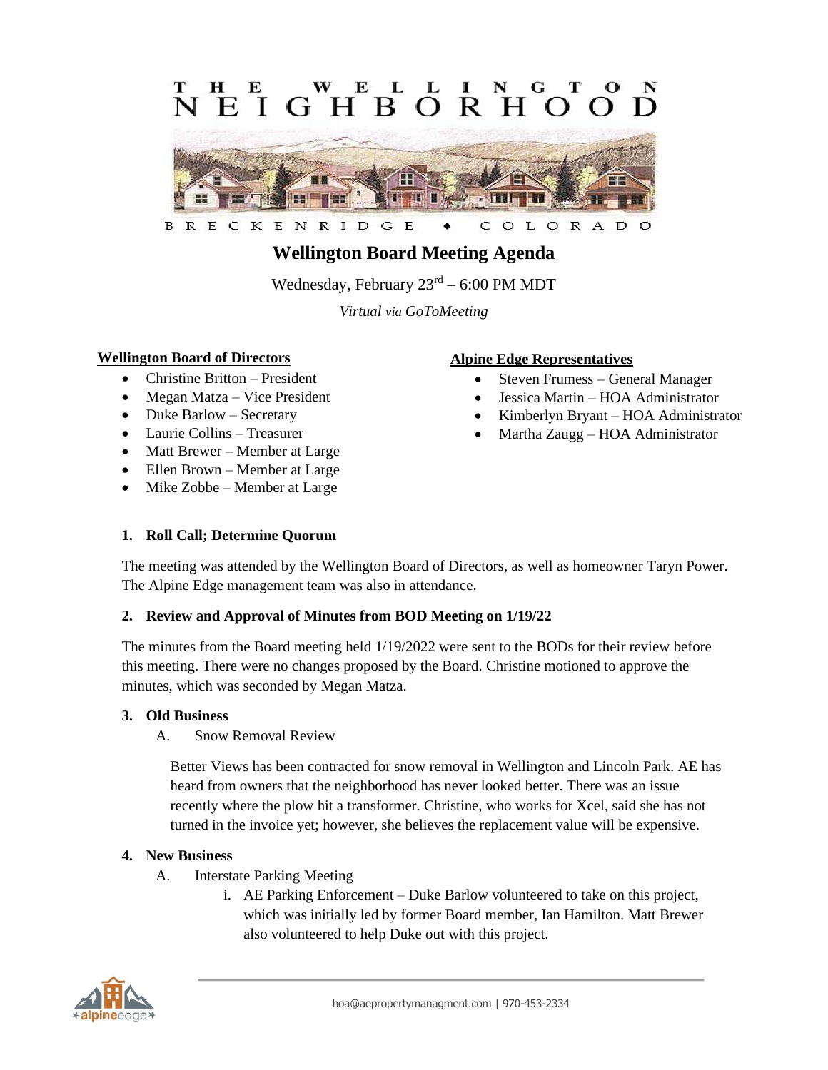THE WELLINGTON NEIGHBORHOOD

BRECKENRIDGE ♦ COLORADO

# Wellington Board Meeting Agenda

Wednesday, February 23rd – 6:00 PM MDT

*Virtual via GoToMeeting*

**Wellington Board of Directors**

- Christine Britton – President
- Megan Matza – Vice President
- Duke Barlow – Secretary
- Laurie Collins – Treasurer
- Matt Brewer – Member at Large
- Ellen Brown – Member at Large
- Mike Zobbe – Member at Large

**Alpine Edge Representatives**

- Steven Frumess – General Manager
- Jessica Martin – HOA Administrator
- Kimberlyn Bryant – HOA Administrator
- Martha Zaugg – HOA Administrator

## 1. Roll Call; Determine Quorum

The meeting was attended by the Wellington Board of Directors, as well as homeowner Taryn Power. The Alpine Edge management team was also in attendance.

## 2. Review and Approval of Minutes from BOD Meeting on 1/19/22

The minutes from the Board meeting held 1/19/2022 were sent to the BODs for their review before this meeting. There were no changes proposed by the Board. Christine motioned to approve the minutes, which was seconded by Megan Matza.

## 3. Old Business

A. Snow Removal Review

Better Views has been contracted for snow removal in Wellington and Lincoln Park. AE has heard from owners that the neighborhood has never looked better. There was an issue recently where the plow hit a transformer. Christine, who works for Xcel, said she has not turned in the invoice yet; however, she believes the replacement value will be expensive.

## 4. New Business

A. Interstate Parking Meeting

i. AE Parking Enforcement – Duke Barlow volunteered to take on this project, which was initially led by former Board member, Ian Hamilton. Matt Brewer also volunteered to help Duke out with this project.

hoa@aepropertymanagment.com | 970-453-2334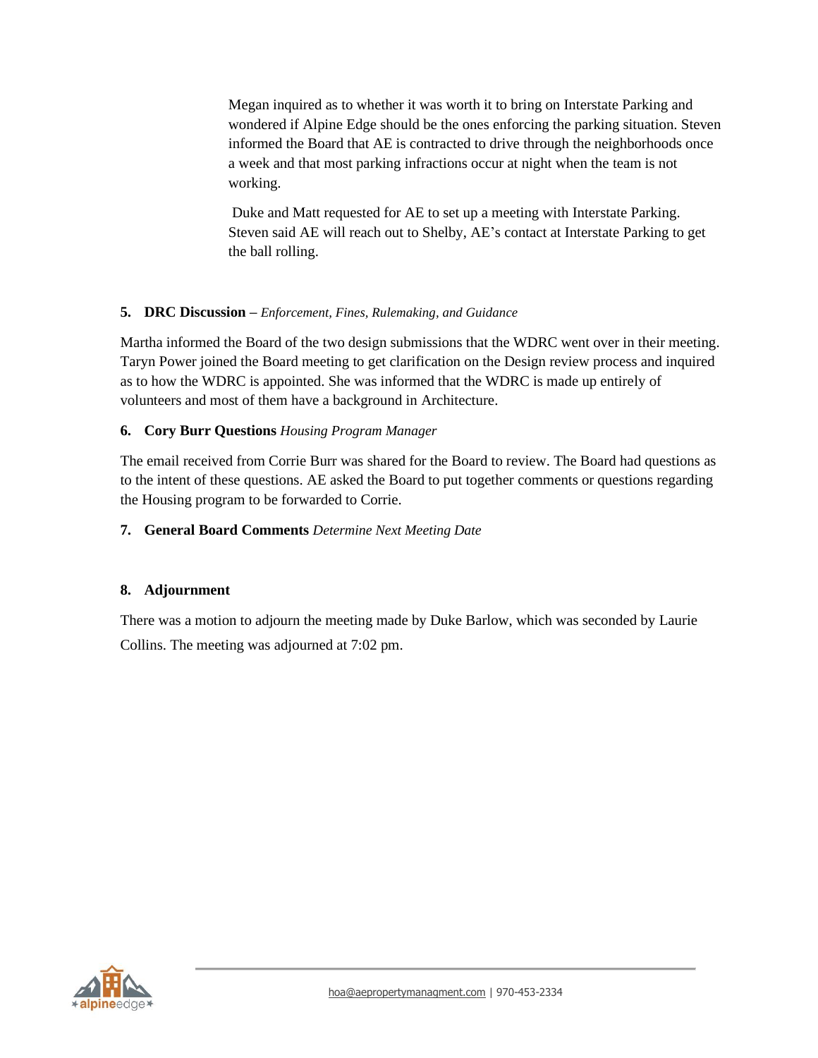Megan inquired as to whether it was worth it to bring on Interstate Parking and wondered if Alpine Edge should be the ones enforcing the parking situation. Steven informed the Board that AE is contracted to drive through the neighborhoods once a week and that most parking infractions occur at night when the team is not working.

Duke and Matt requested for AE to set up a meeting with Interstate Parking. Steven said AE will reach out to Shelby, AE's contact at Interstate Parking to get the ball rolling.

**5. DRC Discussion –** *Enforcement, Fines, Rulemaking, and Guidance*

Martha informed the Board of the two design submissions that the WDRC went over in their meeting. Taryn Power joined the Board meeting to get clarification on the Design review process and inquired as to how the WDRC is appointed. She was informed that the WDRC is made up entirely of volunteers and most of them have a background in Architecture.

**6. Cory Burr Questions** *Housing Program Manager*

The email received from Corrie Burr was shared for the Board to review. The Board had questions as to the intent of these questions. AE asked the Board to put together comments or questions regarding the Housing program to be forwarded to Corrie.

**7. General Board Comments** *Determine Next Meeting Date*

**8. Adjournment**

There was a motion to adjourn the meeting made by Duke Barlow, which was seconded by Laurie Collins. The meeting was adjourned at 7:02 pm.